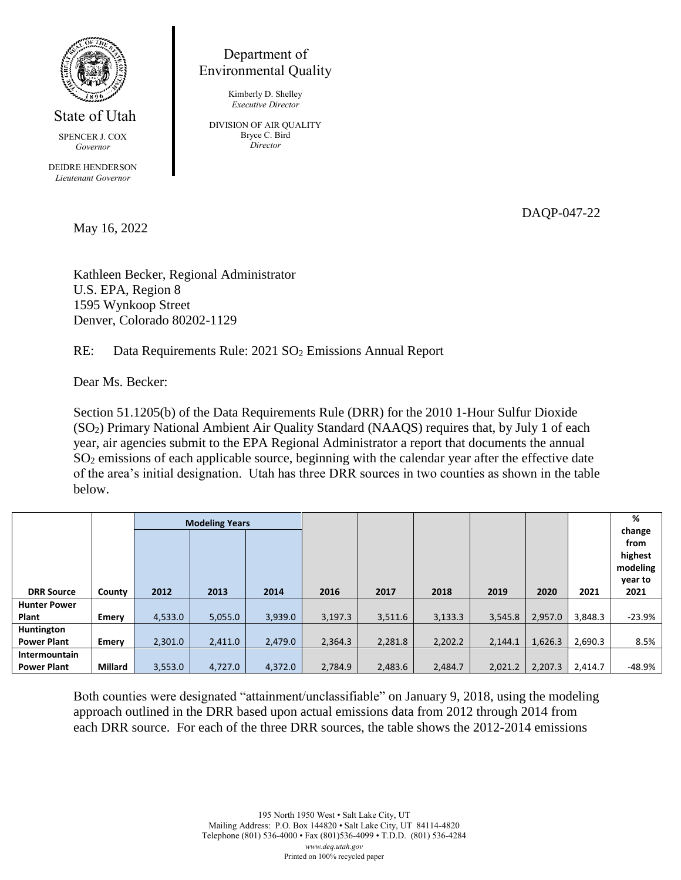State of Utah

SPENCER J. COX
*Governor*

DEIDRE HENDERSON
*Lieutenant Governor*

Department of
Environmental Quality

Kimberly D. Shelley
*Executive Director*

DIVISION OF AIR QUALITY
Bryce C. Bird
*Director*

DAQP-047-22

May 16, 2022

Kathleen Becker, Regional Administrator
U.S. EPA, Region 8
1595 Wynkoop Street
Denver, Colorado 80202-1129

RE: Data Requirements Rule: 2021 $SO_2$ Emissions Annual Report

Dear Ms. Becker:

Section 51.1205(b) of the Data Requirements Rule (DRR) for the 2010 1-Hour Sulfur Dioxide ($SO_2$) Primary National Ambient Air Quality Standard (NAAQS) requires that, by July 1 of each year, air agencies submit to the EPA Regional Administrator a report that documents the annual $SO_2$ emissions of each applicable source, beginning with the calendar year after the effective date of the area's initial designation. Utah has three DRR sources in two counties as shown in the table below.

| | | Modeling Years | | | | | | | | | |
|---|---|---|---|---|---|---|---|---|---|---|---|
| **DRR Source** | **County** | **2012** | **2013** | **2014** | **2016** | **2017** | **2018** | **2019** | **2020** | **2021** | **% change from highest modeling year to 2021** |
| **Hunter Power Plant** | **Emery** | 4,533.0 | 5,055.0 | 3,939.0 | 3,197.3 | 3,511.6 | 3,133.3 | 3,545.8 | 2,957.0 | 3,848.3 | -23.9% |
| **Huntington Power Plant** | **Emery** | 2,301.0 | 2,411.0 | 2,479.0 | 2,364.3 | 2,281.8 | 2,202.2 | 2,144.1 | 1,626.3 | 2,690.3 | 8.5% |
| **Intermountain Power Plant** | **Millard** | 3,553.0 | 4,727.0 | 4,372.0 | 2,784.9 | 2,483.6 | 2,484.7 | 2,021.2 | 2,207.3 | 2,414.7 | -48.9% |

Both counties were designated "attainment/unclassifiable" on January 9, 2018, using the modeling approach outlined in the DRR based upon actual emissions data from 2012 through 2014 from each DRR source. For each of the three DRR sources, the table shows the 2012-2014 emissions

195 North 1950 West • Salt Lake City, UT
Mailing Address: P.O. Box 144820 • Salt Lake City, UT 84114-4820
Telephone (801) 536-4000 • Fax (801)536-4099 • T.D.D. (801) 536-4284
*www.deq.utah.gov*
Printed on 100% recycled paper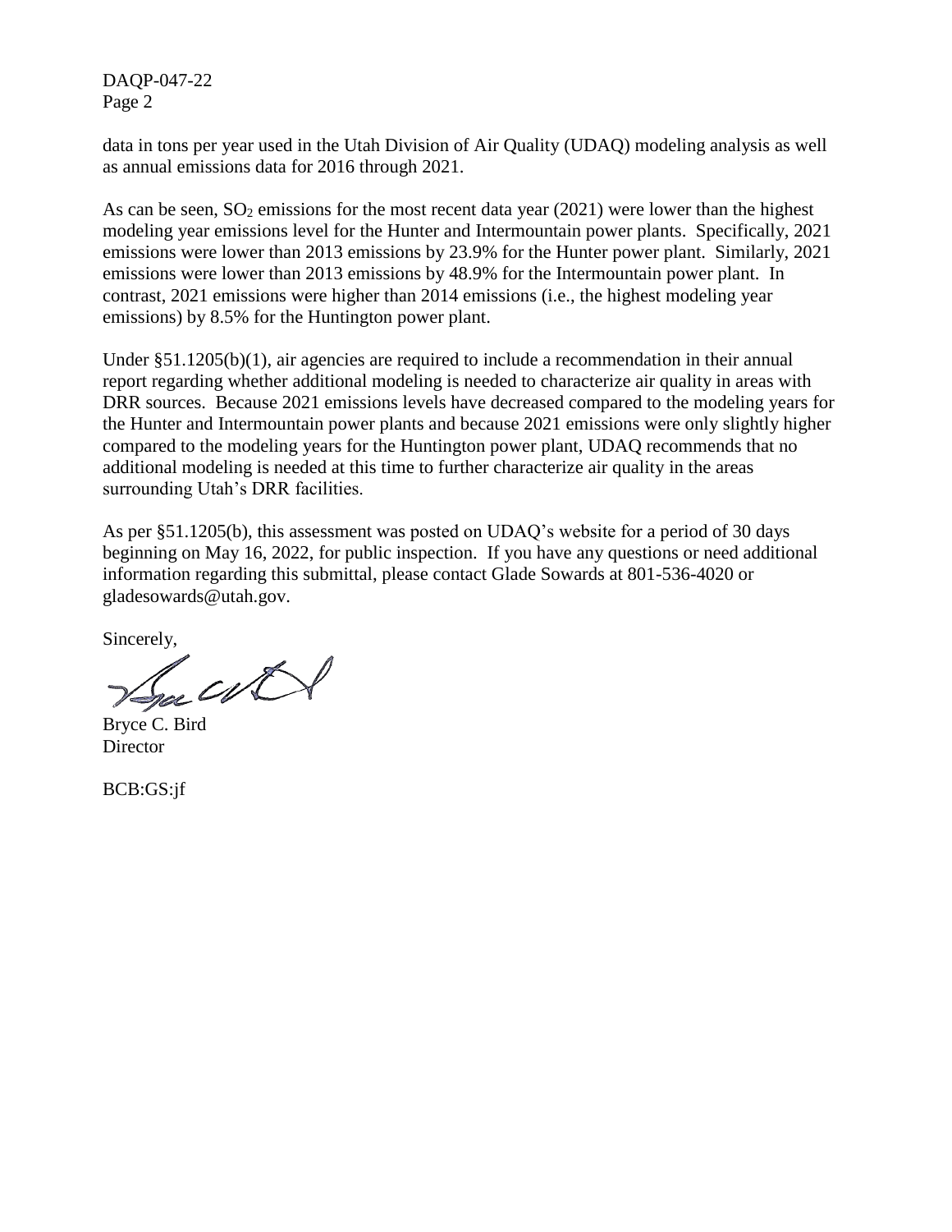data in tons per year used in the Utah Division of Air Quality (UDAQ) modeling analysis as well as annual emissions data for 2016 through 2021.

As can be seen, $SO_2$ emissions for the most recent data year (2021) were lower than the highest modeling year emissions level for the Hunter and Intermountain power plants. Specifically, 2021 emissions were lower than 2013 emissions by 23.9% for the Hunter power plant. Similarly, 2021 emissions were lower than 2013 emissions by 48.9% for the Intermountain power plant. In contrast, 2021 emissions were higher than 2014 emissions (i.e., the highest modeling year emissions) by 8.5% for the Huntington power plant.

Under §51.1205(b)(1), air agencies are required to include a recommendation in their annual report regarding whether additional modeling is needed to characterize air quality in areas with DRR sources. Because 2021 emissions levels have decreased compared to the modeling years for the Hunter and Intermountain power plants and because 2021 emissions were only slightly higher compared to the modeling years for the Huntington power plant, UDAQ recommends that no additional modeling is needed at this time to further characterize air quality in the areas surrounding Utah's DRR facilities.

As per §51.1205(b), this assessment was posted on UDAQ's website for a period of 30 days beginning on May 16, 2022, for public inspection. If you have any questions or need additional information regarding this submittal, please contact Glade Sowards at 801-536-4020 or gladesowards@utah.gov.

Sincerely,

Bryce C. Bird
Director

BCB:GS:jf